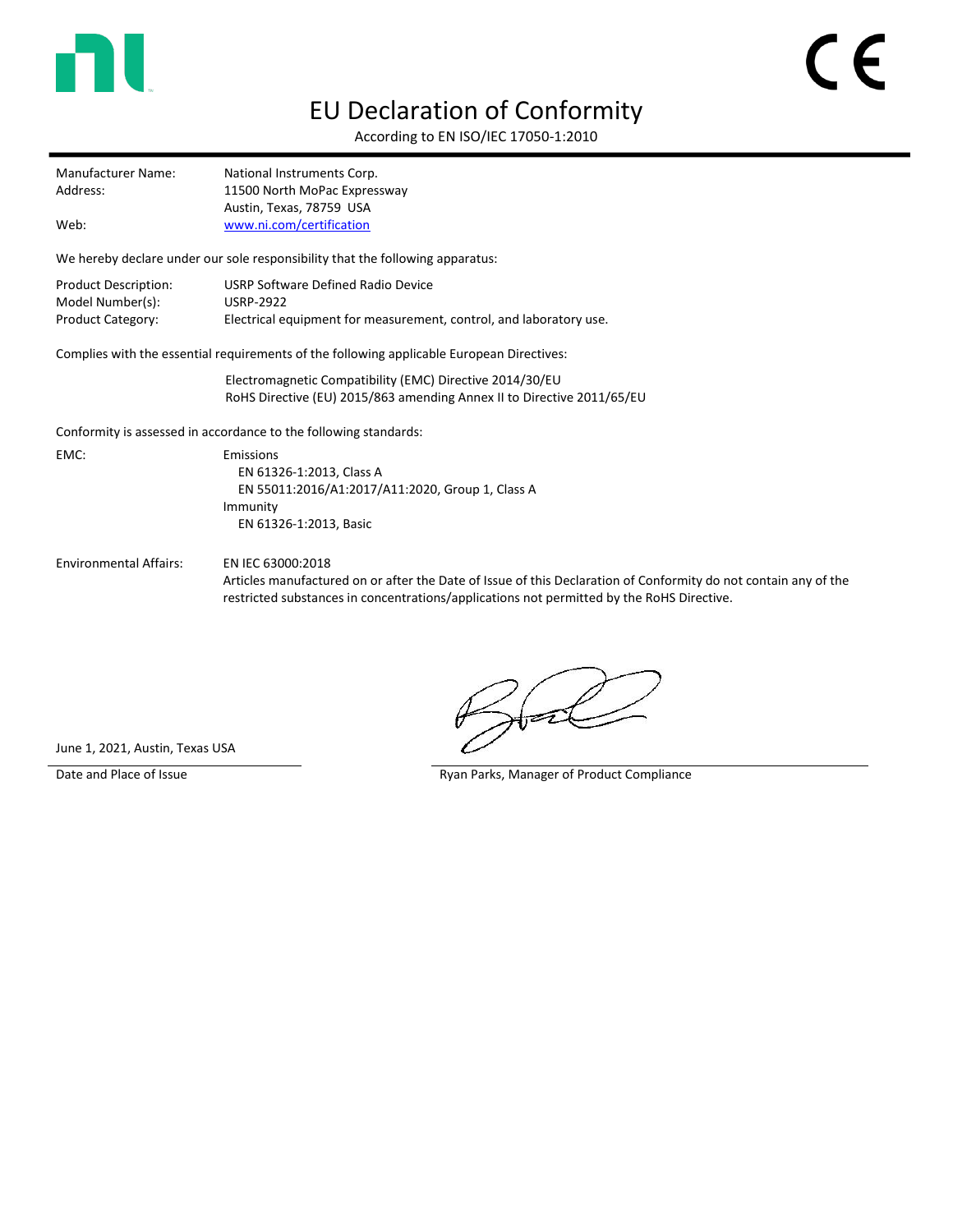# EU Declaration of Conformity

According to EN ISO/IEC 17050-1:2010

| | |
|---|---|
| Manufacturer Name: | National Instruments Corp. |
| Address: | 11500 North MoPac Expressway<br>Austin, Texas, 78759 USA |
| Web: | [www.ni.com/certification](www.ni.com/certification) |

We hereby declare under our sole responsibility that the following apparatus:

| | |
|---|---|
| Product Description: | USRP Software Defined Radio Device |
| Model Number(s): | USRP-2922 |
| Product Category: | Electrical equipment for measurement, control, and laboratory use. |

Complies with the essential requirements of the following applicable European Directives:

Electromagnetic Compatibility (EMC) Directive 2014/30/EU
RoHS Directive (EU) 2015/863 amending Annex II to Directive 2011/65/EU

Conformity is assessed in accordance to the following standards:

EMC:

- Emissions
  - EN 61326-1:2013, Class A
  - EN 55011:2016/A1:2017/A11:2020, Group 1, Class A
- Immunity
  - EN 61326-1:2013, Basic

Environmental Affairs:

EN IEC 63000:2018
Articles manufactured on or after the Date of Issue of this Declaration of Conformity do not contain any of the restricted substances in concentrations/applications not permitted by the RoHS Directive.

June 1, 2021, Austin, Texas USA

Date and Place of Issue

Ryan Parks, Manager of Product Compliance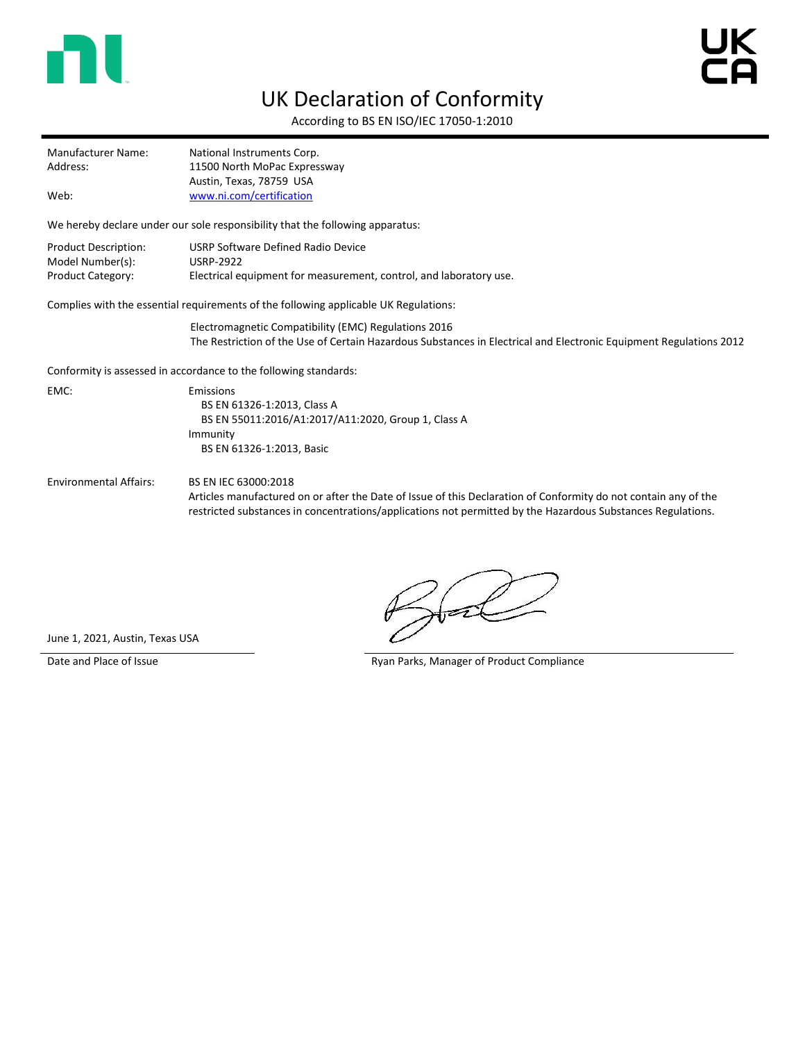UKCA

# UK Declaration of Conformity

According to BS EN ISO/IEC 17050-1:2010

| | |
|---|---|
| Manufacturer Name: | National Instruments Corp. |
| Address: | 11500 North MoPac Expressway<br>Austin, Texas, 78759 USA |
| Web: | www.ni.com/certification |

We hereby declare under our sole responsibility that the following apparatus:

| | |
|---|---|
| Product Description: | USRP Software Defined Radio Device |
| Model Number(s): | USRP-2922 |
| Product Category: | Electrical equipment for measurement, control, and laboratory use. |

Complies with the essential requirements of the following applicable UK Regulations:

Electromagnetic Compatibility (EMC) Regulations 2016
The Restriction of the Use of Certain Hazardous Substances in Electrical and Electronic Equipment Regulations 2012

Conformity is assessed in accordance to the following standards:

EMC:

Emissions
- BS EN 61326-1:2013, Class A
- BS EN 55011:2016/A1:2017/A11:2020, Group 1, Class A

Immunity
- BS EN 61326-1:2013, Basic

Environmental Affairs:

BS EN IEC 63000:2018
Articles manufactured on or after the Date of Issue of this Declaration of Conformity do not contain any of the restricted substances in concentrations/applications not permitted by the Hazardous Substances Regulations.

June 1, 2021, Austin, Texas USA

Date and Place of Issue

Ryan Parks, Manager of Product Compliance